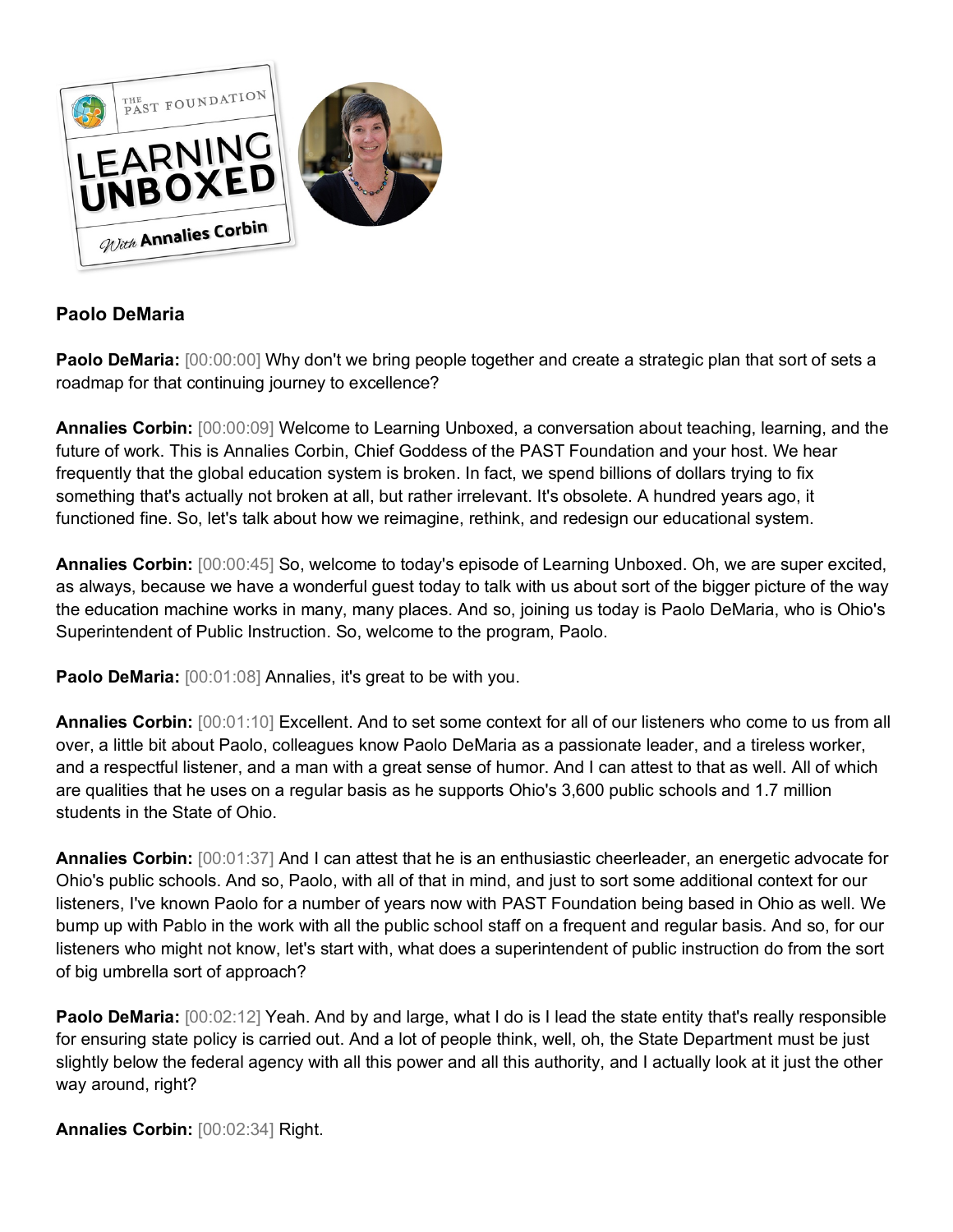**Paolo DeMaria**

**Paolo DeMaria:** [00:00:00] Why don't we bring people together and create a strategic plan that sort of sets a roadmap for that continuing journey to excellence?

**Annalies Corbin:** [00:00:09] Welcome to Learning Unboxed, a conversation about teaching, learning, and the future of work. This is Annalies Corbin, Chief Goddess of the PAST Foundation and your host. We hear frequently that the global education system is broken. In fact, we spend billions of dollars trying to fix something that's actually not broken at all, but rather irrelevant. It's obsolete. A hundred years ago, it functioned fine. So, let's talk about how we reimagine, rethink, and redesign our educational system.

**Annalies Corbin:** [00:00:45] So, welcome to today's episode of Learning Unboxed. Oh, we are super excited, as always, because we have a wonderful guest today to talk with us about sort of the bigger picture of the way the education machine works in many, many places. And so, joining us today is Paolo DeMaria, who is Ohio's Superintendent of Public Instruction. So, welcome to the program, Paolo.

**Paolo DeMaria:** [00:01:08] Annalies, it's great to be with you.

**Annalies Corbin:** [00:01:10] Excellent. And to set some context for all of our listeners who come to us from all over, a little bit about Paolo, colleagues know Paolo DeMaria as a passionate leader, and a tireless worker, and a respectful listener, and a man with a great sense of humor. And I can attest to that as well. All of which are qualities that he uses on a regular basis as he supports Ohio's 3,600 public schools and 1.7 million students in the State of Ohio.

**Annalies Corbin:** [00:01:37] And I can attest that he is an enthusiastic cheerleader, an energetic advocate for Ohio's public schools. And so, Paolo, with all of that in mind, and just to sort some additional context for our listeners, I've known Paolo for a number of years now with PAST Foundation being based in Ohio as well. We bump up with Pablo in the work with all the public school staff on a frequent and regular basis. And so, for our listeners who might not know, let's start with, what does a superintendent of public instruction do from the sort of big umbrella sort of approach?

**Paolo DeMaria:** [00:02:12] Yeah. And by and large, what I do is I lead the state entity that's really responsible for ensuring state policy is carried out. And a lot of people think, well, oh, the State Department must be just slightly below the federal agency with all this power and all this authority, and I actually look at it just the other way around, right?

**Annalies Corbin:** [00:02:34] Right.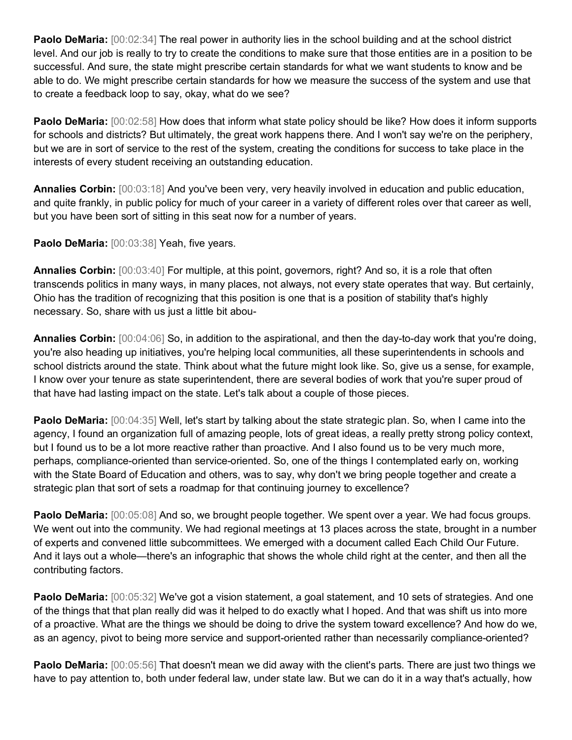**Paolo DeMaria:** [00:02:34] The real power in authority lies in the school building and at the school district level. And our job is really to try to create the conditions to make sure that those entities are in a position to be successful. And sure, the state might prescribe certain standards for what we want students to know and be able to do. We might prescribe certain standards for how we measure the success of the system and use that to create a feedback loop to say, okay, what do we see?

**Paolo DeMaria:** [00:02:58] How does that inform what state policy should be like? How does it inform supports for schools and districts? But ultimately, the great work happens there. And I won't say we're on the periphery, but we are in sort of service to the rest of the system, creating the conditions for success to take place in the interests of every student receiving an outstanding education.

**Annalies Corbin:** [00:03:18] And you've been very, very heavily involved in education and public education, and quite frankly, in public policy for much of your career in a variety of different roles over that career as well, but you have been sort of sitting in this seat now for a number of years.

**Paolo DeMaria:** [00:03:38] Yeah, five years.

**Annalies Corbin:** [00:03:40] For multiple, at this point, governors, right? And so, it is a role that often transcends politics in many ways, in many places, not always, not every state operates that way. But certainly, Ohio has the tradition of recognizing that this position is one that is a position of stability that's highly necessary. So, share with us just a little bit abou-

**Annalies Corbin:** [00:04:06] So, in addition to the aspirational, and then the day-to-day work that you're doing, you're also heading up initiatives, you're helping local communities, all these superintendents in schools and school districts around the state. Think about what the future might look like. So, give us a sense, for example, I know over your tenure as state superintendent, there are several bodies of work that you're super proud of that have had lasting impact on the state. Let's talk about a couple of those pieces.

**Paolo DeMaria:** [00:04:35] Well, let's start by talking about the state strategic plan. So, when I came into the agency, I found an organization full of amazing people, lots of great ideas, a really pretty strong policy context, but I found us to be a lot more reactive rather than proactive. And I also found us to be very much more, perhaps, compliance-oriented than service-oriented. So, one of the things I contemplated early on, working with the State Board of Education and others, was to say, why don't we bring people together and create a strategic plan that sort of sets a roadmap for that continuing journey to excellence?

**Paolo DeMaria:** [00:05:08] And so, we brought people together. We spent over a year. We had focus groups. We went out into the community. We had regional meetings at 13 places across the state, brought in a number of experts and convened little subcommittees. We emerged with a document called Each Child Our Future. And it lays out a whole—there's an infographic that shows the whole child right at the center, and then all the contributing factors.

**Paolo DeMaria:** [00:05:32] We've got a vision statement, a goal statement, and 10 sets of strategies. And one of the things that that plan really did was it helped to do exactly what I hoped. And that was shift us into more of a proactive. What are the things we should be doing to drive the system toward excellence? And how do we, as an agency, pivot to being more service and support-oriented rather than necessarily compliance-oriented?

**Paolo DeMaria:** [00:05:56] That doesn't mean we did away with the client's parts. There are just two things we have to pay attention to, both under federal law, under state law. But we can do it in a way that's actually, how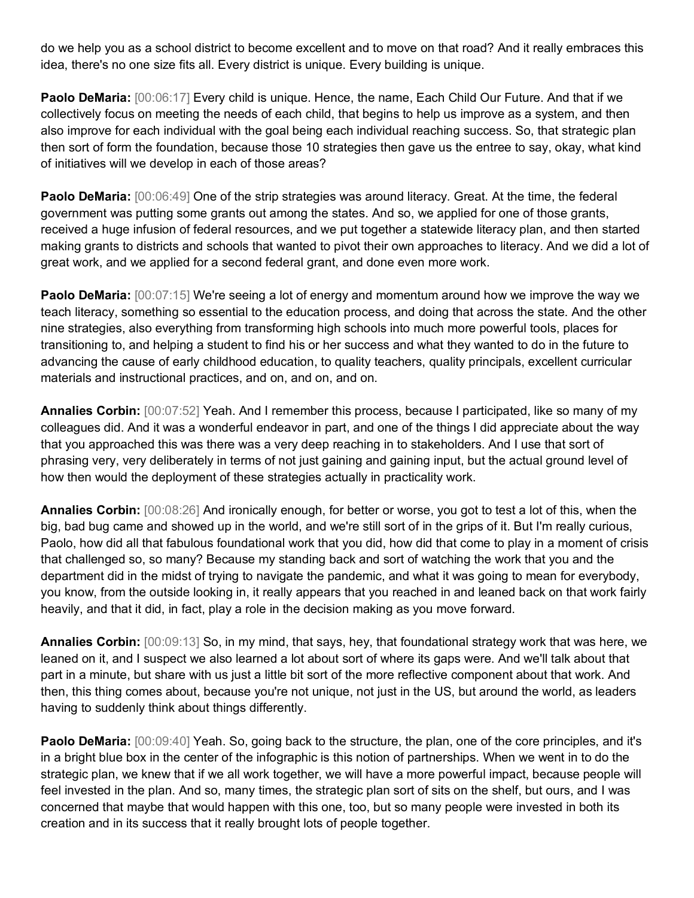do we help you as a school district to become excellent and to move on that road? And it really embraces this idea, there's no one size fits all. Every district is unique. Every building is unique.

**Paolo DeMaria:** [00:06:17] Every child is unique. Hence, the name, Each Child Our Future. And that if we collectively focus on meeting the needs of each child, that begins to help us improve as a system, and then also improve for each individual with the goal being each individual reaching success. So, that strategic plan then sort of form the foundation, because those 10 strategies then gave us the entree to say, okay, what kind of initiatives will we develop in each of those areas?

**Paolo DeMaria:** [00:06:49] One of the strip strategies was around literacy. Great. At the time, the federal government was putting some grants out among the states. And so, we applied for one of those grants, received a huge infusion of federal resources, and we put together a statewide literacy plan, and then started making grants to districts and schools that wanted to pivot their own approaches to literacy. And we did a lot of great work, and we applied for a second federal grant, and done even more work.

**Paolo DeMaria:** [00:07:15] We're seeing a lot of energy and momentum around how we improve the way we teach literacy, something so essential to the education process, and doing that across the state. And the other nine strategies, also everything from transforming high schools into much more powerful tools, places for transitioning to, and helping a student to find his or her success and what they wanted to do in the future to advancing the cause of early childhood education, to quality teachers, quality principals, excellent curricular materials and instructional practices, and on, and on, and on.

**Annalies Corbin:** [00:07:52] Yeah. And I remember this process, because I participated, like so many of my colleagues did. And it was a wonderful endeavor in part, and one of the things I did appreciate about the way that you approached this was there was a very deep reaching in to stakeholders. And I use that sort of phrasing very, very deliberately in terms of not just gaining and gaining input, but the actual ground level of how then would the deployment of these strategies actually in practicality work.

**Annalies Corbin:** [00:08:26] And ironically enough, for better or worse, you got to test a lot of this, when the big, bad bug came and showed up in the world, and we're still sort of in the grips of it. But I'm really curious, Paolo, how did all that fabulous foundational work that you did, how did that come to play in a moment of crisis that challenged so, so many? Because my standing back and sort of watching the work that you and the department did in the midst of trying to navigate the pandemic, and what it was going to mean for everybody, you know, from the outside looking in, it really appears that you reached in and leaned back on that work fairly heavily, and that it did, in fact, play a role in the decision making as you move forward.

**Annalies Corbin:** [00:09:13] So, in my mind, that says, hey, that foundational strategy work that was here, we leaned on it, and I suspect we also learned a lot about sort of where its gaps were. And we'll talk about that part in a minute, but share with us just a little bit sort of the more reflective component about that work. And then, this thing comes about, because you're not unique, not just in the US, but around the world, as leaders having to suddenly think about things differently.

**Paolo DeMaria:** [00:09:40] Yeah. So, going back to the structure, the plan, one of the core principles, and it's in a bright blue box in the center of the infographic is this notion of partnerships. When we went in to do the strategic plan, we knew that if we all work together, we will have a more powerful impact, because people will feel invested in the plan. And so, many times, the strategic plan sort of sits on the shelf, but ours, and I was concerned that maybe that would happen with this one, too, but so many people were invested in both its creation and in its success that it really brought lots of people together.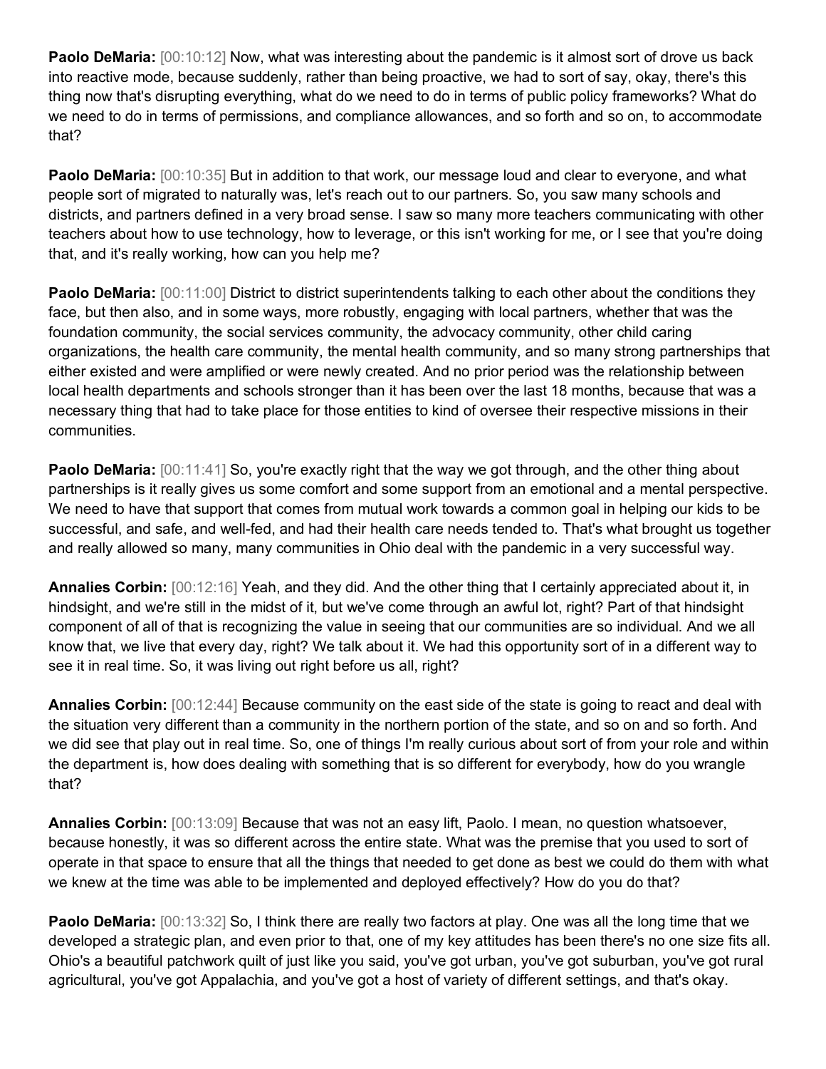**Paolo DeMaria:** [00:10:12] Now, what was interesting about the pandemic is it almost sort of drove us back into reactive mode, because suddenly, rather than being proactive, we had to sort of say, okay, there's this thing now that's disrupting everything, what do we need to do in terms of public policy frameworks? What do we need to do in terms of permissions, and compliance allowances, and so forth and so on, to accommodate that?

**Paolo DeMaria:** [00:10:35] But in addition to that work, our message loud and clear to everyone, and what people sort of migrated to naturally was, let's reach out to our partners. So, you saw many schools and districts, and partners defined in a very broad sense. I saw so many more teachers communicating with other teachers about how to use technology, how to leverage, or this isn't working for me, or I see that you're doing that, and it's really working, how can you help me?

**Paolo DeMaria:** [00:11:00] District to district superintendents talking to each other about the conditions they face, but then also, and in some ways, more robustly, engaging with local partners, whether that was the foundation community, the social services community, the advocacy community, other child caring organizations, the health care community, the mental health community, and so many strong partnerships that either existed and were amplified or were newly created. And no prior period was the relationship between local health departments and schools stronger than it has been over the last 18 months, because that was a necessary thing that had to take place for those entities to kind of oversee their respective missions in their communities.

**Paolo DeMaria:** [00:11:41] So, you're exactly right that the way we got through, and the other thing about partnerships is it really gives us some comfort and some support from an emotional and a mental perspective. We need to have that support that comes from mutual work towards a common goal in helping our kids to be successful, and safe, and well-fed, and had their health care needs tended to. That's what brought us together and really allowed so many, many communities in Ohio deal with the pandemic in a very successful way.

**Annalies Corbin:** [00:12:16] Yeah, and they did. And the other thing that I certainly appreciated about it, in hindsight, and we're still in the midst of it, but we've come through an awful lot, right? Part of that hindsight component of all of that is recognizing the value in seeing that our communities are so individual. And we all know that, we live that every day, right? We talk about it. We had this opportunity sort of in a different way to see it in real time. So, it was living out right before us all, right?

**Annalies Corbin:** [00:12:44] Because community on the east side of the state is going to react and deal with the situation very different than a community in the northern portion of the state, and so on and so forth. And we did see that play out in real time. So, one of things I'm really curious about sort of from your role and within the department is, how does dealing with something that is so different for everybody, how do you wrangle that?

**Annalies Corbin:** [00:13:09] Because that was not an easy lift, Paolo. I mean, no question whatsoever, because honestly, it was so different across the entire state. What was the premise that you used to sort of operate in that space to ensure that all the things that needed to get done as best we could do them with what we knew at the time was able to be implemented and deployed effectively? How do you do that?

**Paolo DeMaria:** [00:13:32] So, I think there are really two factors at play. One was all the long time that we developed a strategic plan, and even prior to that, one of my key attitudes has been there's no one size fits all. Ohio's a beautiful patchwork quilt of just like you said, you've got urban, you've got suburban, you've got rural agricultural, you've got Appalachia, and you've got a host of variety of different settings, and that's okay.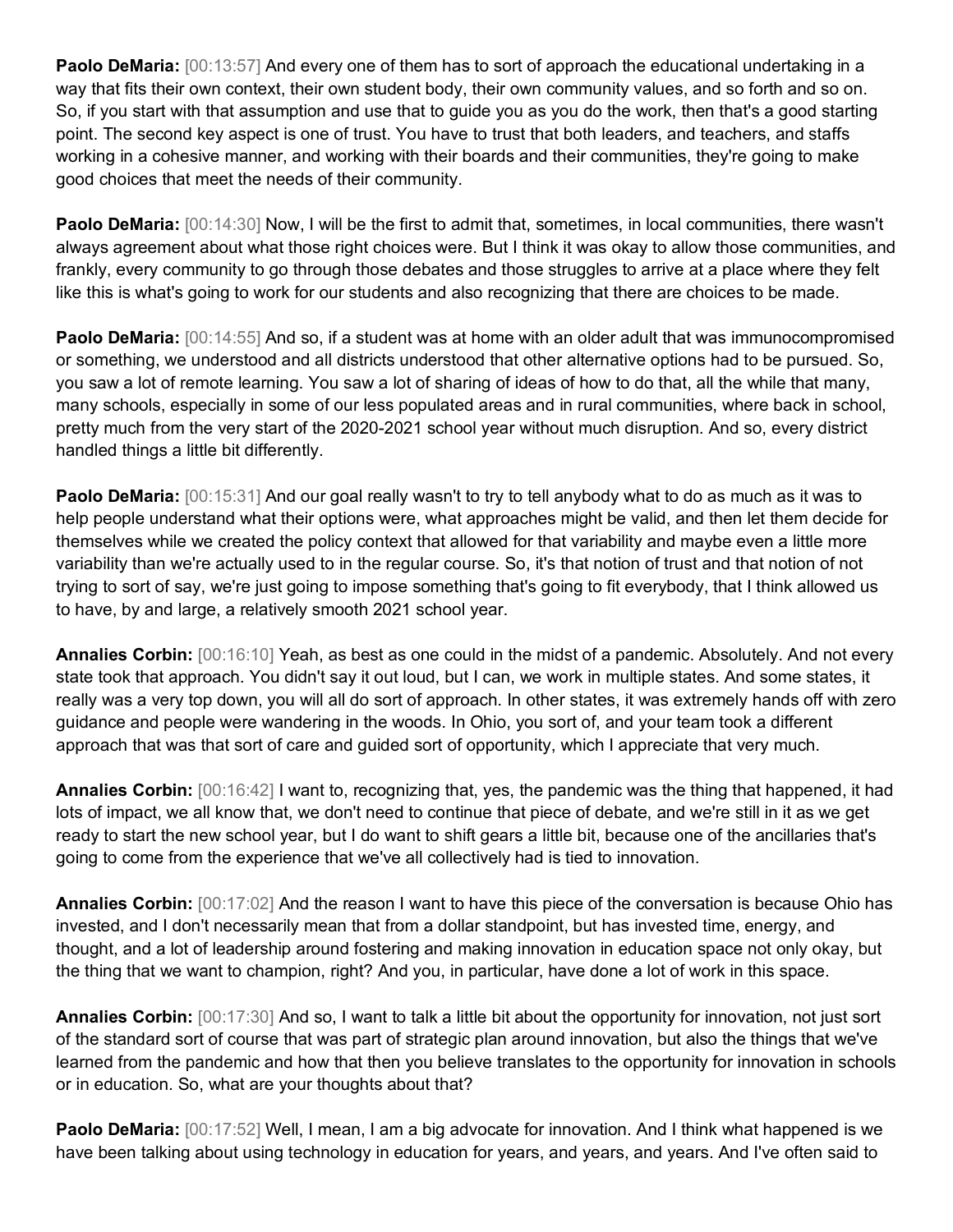**Paolo DeMaria:** [00:13:57] And every one of them has to sort of approach the educational undertaking in a way that fits their own context, their own student body, their own community values, and so forth and so on. So, if you start with that assumption and use that to guide you as you do the work, then that's a good starting point. The second key aspect is one of trust. You have to trust that both leaders, and teachers, and staffs working in a cohesive manner, and working with their boards and their communities, they're going to make good choices that meet the needs of their community.

**Paolo DeMaria:** [00:14:30] Now, I will be the first to admit that, sometimes, in local communities, there wasn't always agreement about what those right choices were. But I think it was okay to allow those communities, and frankly, every community to go through those debates and those struggles to arrive at a place where they felt like this is what's going to work for our students and also recognizing that there are choices to be made.

**Paolo DeMaria:** [00:14:55] And so, if a student was at home with an older adult that was immunocompromised or something, we understood and all districts understood that other alternative options had to be pursued. So, you saw a lot of remote learning. You saw a lot of sharing of ideas of how to do that, all the while that many, many schools, especially in some of our less populated areas and in rural communities, where back in school, pretty much from the very start of the 2020-2021 school year without much disruption. And so, every district handled things a little bit differently.

**Paolo DeMaria:** [00:15:31] And our goal really wasn't to try to tell anybody what to do as much as it was to help people understand what their options were, what approaches might be valid, and then let them decide for themselves while we created the policy context that allowed for that variability and maybe even a little more variability than we're actually used to in the regular course. So, it's that notion of trust and that notion of not trying to sort of say, we're just going to impose something that's going to fit everybody, that I think allowed us to have, by and large, a relatively smooth 2021 school year.

**Annalies Corbin:** [00:16:10] Yeah, as best as one could in the midst of a pandemic. Absolutely. And not every state took that approach. You didn't say it out loud, but I can, we work in multiple states. And some states, it really was a very top down, you will all do sort of approach. In other states, it was extremely hands off with zero guidance and people were wandering in the woods. In Ohio, you sort of, and your team took a different approach that was that sort of care and guided sort of opportunity, which I appreciate that very much.

**Annalies Corbin:** [00:16:42] I want to, recognizing that, yes, the pandemic was the thing that happened, it had lots of impact, we all know that, we don't need to continue that piece of debate, and we're still in it as we get ready to start the new school year, but I do want to shift gears a little bit, because one of the ancillaries that's going to come from the experience that we've all collectively had is tied to innovation.

**Annalies Corbin:** [00:17:02] And the reason I want to have this piece of the conversation is because Ohio has invested, and I don't necessarily mean that from a dollar standpoint, but has invested time, energy, and thought, and a lot of leadership around fostering and making innovation in education space not only okay, but the thing that we want to champion, right? And you, in particular, have done a lot of work in this space.

**Annalies Corbin:** [00:17:30] And so, I want to talk a little bit about the opportunity for innovation, not just sort of the standard sort of course that was part of strategic plan around innovation, but also the things that we've learned from the pandemic and how that then you believe translates to the opportunity for innovation in schools or in education. So, what are your thoughts about that?

**Paolo DeMaria:** [00:17:52] Well, I mean, I am a big advocate for innovation. And I think what happened is we have been talking about using technology in education for years, and years, and years. And I've often said to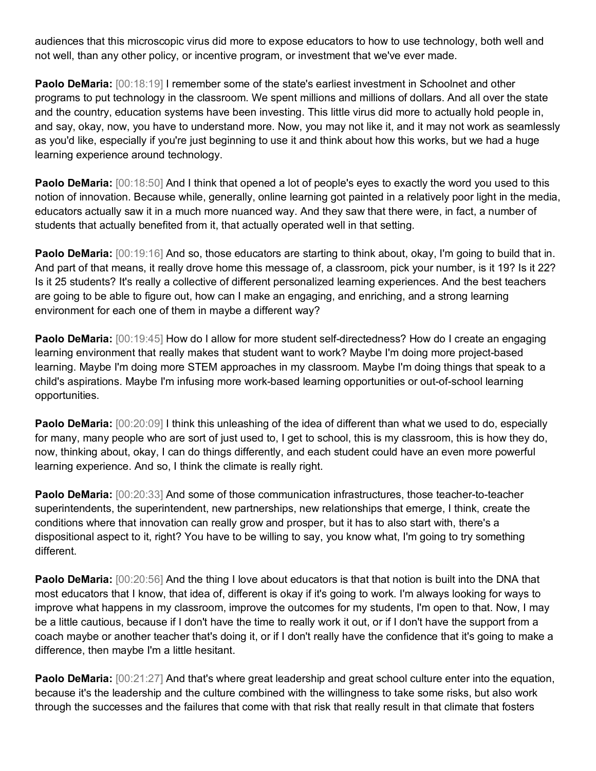audiences that this microscopic virus did more to expose educators to how to use technology, both well and not well, than any other policy, or incentive program, or investment that we've ever made.

**Paolo DeMaria:** [00:18:19] I remember some of the state's earliest investment in Schoolnet and other programs to put technology in the classroom. We spent millions and millions of dollars. And all over the state and the country, education systems have been investing. This little virus did more to actually hold people in, and say, okay, now, you have to understand more. Now, you may not like it, and it may not work as seamlessly as you'd like, especially if you're just beginning to use it and think about how this works, but we had a huge learning experience around technology.

**Paolo DeMaria:** [00:18:50] And I think that opened a lot of people's eyes to exactly the word you used to this notion of innovation. Because while, generally, online learning got painted in a relatively poor light in the media, educators actually saw it in a much more nuanced way. And they saw that there were, in fact, a number of students that actually benefited from it, that actually operated well in that setting.

**Paolo DeMaria:** [00:19:16] And so, those educators are starting to think about, okay, I'm going to build that in. And part of that means, it really drove home this message of, a classroom, pick your number, is it 19? Is it 22? Is it 25 students? It's really a collective of different personalized learning experiences. And the best teachers are going to be able to figure out, how can I make an engaging, and enriching, and a strong learning environment for each one of them in maybe a different way?

**Paolo DeMaria:** [00:19:45] How do I allow for more student self-directedness? How do I create an engaging learning environment that really makes that student want to work? Maybe I'm doing more project-based learning. Maybe I'm doing more STEM approaches in my classroom. Maybe I'm doing things that speak to a child's aspirations. Maybe I'm infusing more work-based learning opportunities or out-of-school learning opportunities.

**Paolo DeMaria:** [00:20:09] I think this unleashing of the idea of different than what we used to do, especially for many, many people who are sort of just used to, I get to school, this is my classroom, this is how they do, now, thinking about, okay, I can do things differently, and each student could have an even more powerful learning experience. And so, I think the climate is really right.

**Paolo DeMaria:** [00:20:33] And some of those communication infrastructures, those teacher-to-teacher superintendents, the superintendent, new partnerships, new relationships that emerge, I think, create the conditions where that innovation can really grow and prosper, but it has to also start with, there's a dispositional aspect to it, right? You have to be willing to say, you know what, I'm going to try something different.

**Paolo DeMaria:** [00:20:56] And the thing I love about educators is that that notion is built into the DNA that most educators that I know, that idea of, different is okay if it's going to work. I'm always looking for ways to improve what happens in my classroom, improve the outcomes for my students, I'm open to that. Now, I may be a little cautious, because if I don't have the time to really work it out, or if I don't have the support from a coach maybe or another teacher that's doing it, or if I don't really have the confidence that it's going to make a difference, then maybe I'm a little hesitant.

**Paolo DeMaria:** [00:21:27] And that's where great leadership and great school culture enter into the equation, because it's the leadership and the culture combined with the willingness to take some risks, but also work through the successes and the failures that come with that risk that really result in that climate that fosters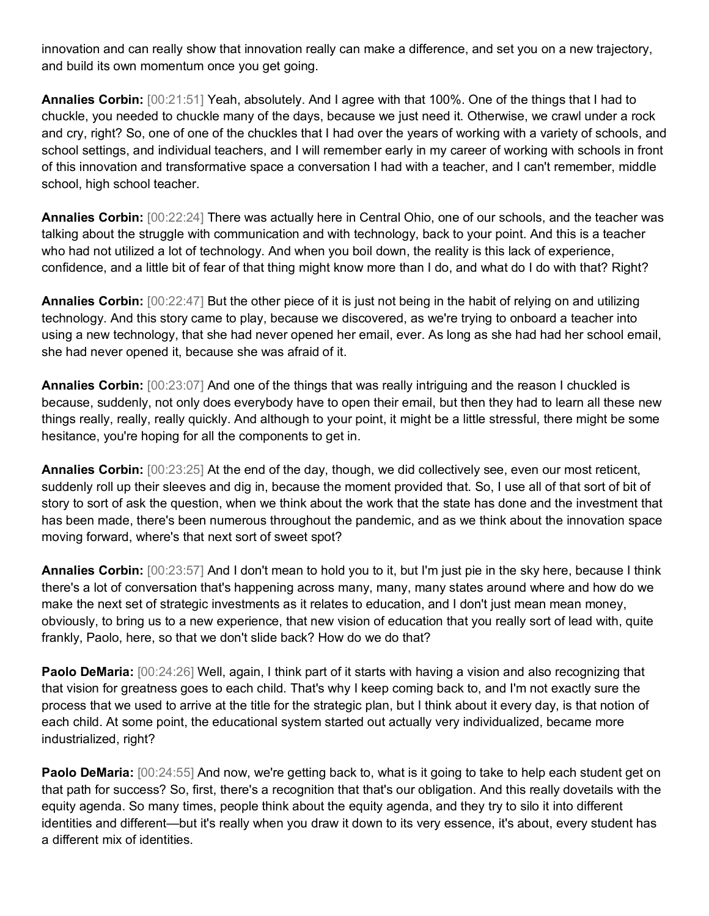innovation and can really show that innovation really can make a difference, and set you on a new trajectory, and build its own momentum once you get going.

**Annalies Corbin:** [00:21:51] Yeah, absolutely. And I agree with that 100%. One of the things that I had to chuckle, you needed to chuckle many of the days, because we just need it. Otherwise, we crawl under a rock and cry, right? So, one of one of the chuckles that I had over the years of working with a variety of schools, and school settings, and individual teachers, and I will remember early in my career of working with schools in front of this innovation and transformative space a conversation I had with a teacher, and I can't remember, middle school, high school teacher.

**Annalies Corbin:** [00:22:24] There was actually here in Central Ohio, one of our schools, and the teacher was talking about the struggle with communication and with technology, back to your point. And this is a teacher who had not utilized a lot of technology. And when you boil down, the reality is this lack of experience, confidence, and a little bit of fear of that thing might know more than I do, and what do I do with that? Right?

**Annalies Corbin:** [00:22:47] But the other piece of it is just not being in the habit of relying on and utilizing technology. And this story came to play, because we discovered, as we're trying to onboard a teacher into using a new technology, that she had never opened her email, ever. As long as she had had her school email, she had never opened it, because she was afraid of it.

**Annalies Corbin:** [00:23:07] And one of the things that was really intriguing and the reason I chuckled is because, suddenly, not only does everybody have to open their email, but then they had to learn all these new things really, really, really quickly. And although to your point, it might be a little stressful, there might be some hesitance, you're hoping for all the components to get in.

**Annalies Corbin:** [00:23:25] At the end of the day, though, we did collectively see, even our most reticent, suddenly roll up their sleeves and dig in, because the moment provided that. So, I use all of that sort of bit of story to sort of ask the question, when we think about the work that the state has done and the investment that has been made, there's been numerous throughout the pandemic, and as we think about the innovation space moving forward, where's that next sort of sweet spot?

**Annalies Corbin:** [00:23:57] And I don't mean to hold you to it, but I'm just pie in the sky here, because I think there's a lot of conversation that's happening across many, many, many states around where and how do we make the next set of strategic investments as it relates to education, and I don't just mean mean money, obviously, to bring us to a new experience, that new vision of education that you really sort of lead with, quite frankly, Paolo, here, so that we don't slide back? How do we do that?

**Paolo DeMaria:** [00:24:26] Well, again, I think part of it starts with having a vision and also recognizing that that vision for greatness goes to each child. That's why I keep coming back to, and I'm not exactly sure the process that we used to arrive at the title for the strategic plan, but I think about it every day, is that notion of each child. At some point, the educational system started out actually very individualized, became more industrialized, right?

**Paolo DeMaria:** [00:24:55] And now, we're getting back to, what is it going to take to help each student get on that path for success? So, first, there's a recognition that that's our obligation. And this really dovetails with the equity agenda. So many times, people think about the equity agenda, and they try to silo it into different identities and different—but it's really when you draw it down to its very essence, it's about, every student has a different mix of identities.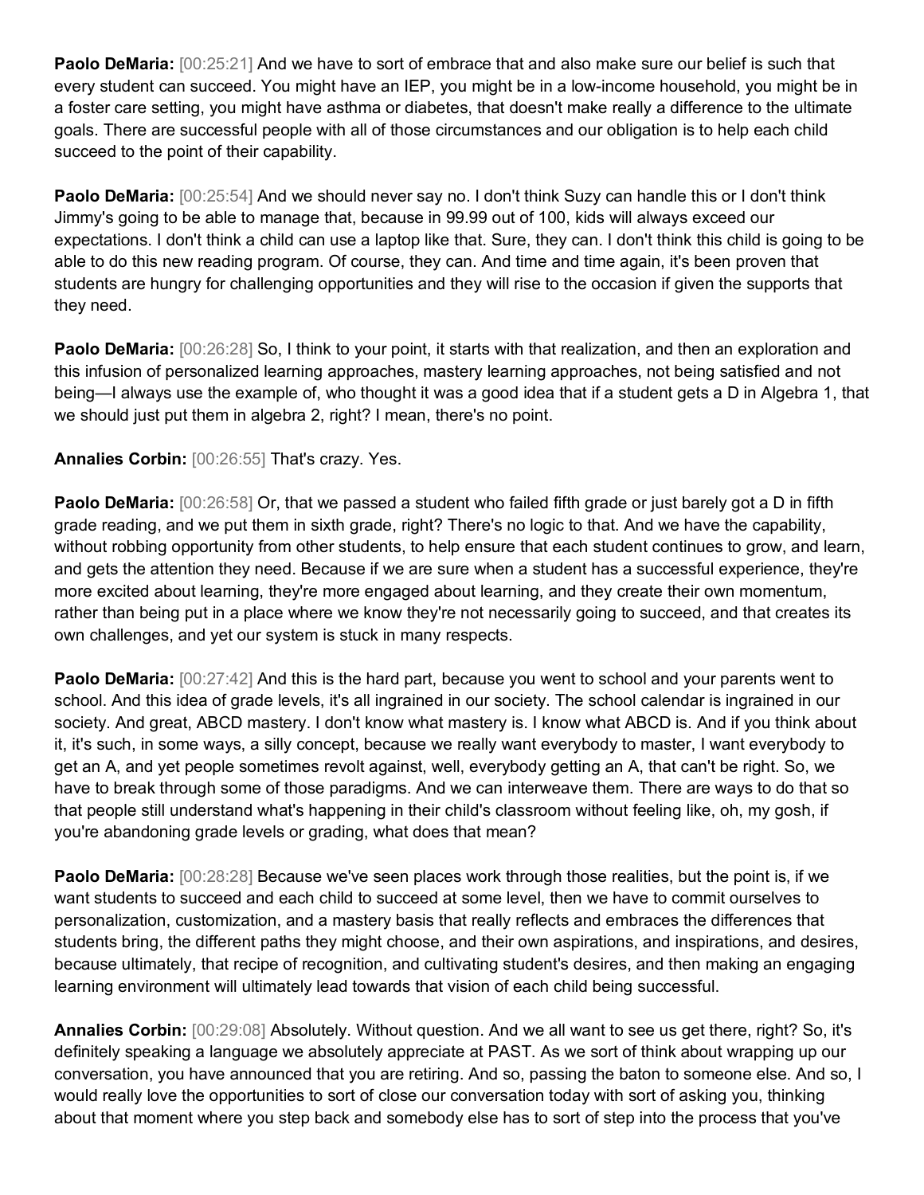**Paolo DeMaria:** [00:25:21] And we have to sort of embrace that and also make sure our belief is such that every student can succeed. You might have an IEP, you might be in a low-income household, you might be in a foster care setting, you might have asthma or diabetes, that doesn't make really a difference to the ultimate goals. There are successful people with all of those circumstances and our obligation is to help each child succeed to the point of their capability.

**Paolo DeMaria:** [00:25:54] And we should never say no. I don't think Suzy can handle this or I don't think Jimmy's going to be able to manage that, because in 99.99 out of 100, kids will always exceed our expectations. I don't think a child can use a laptop like that. Sure, they can. I don't think this child is going to be able to do this new reading program. Of course, they can. And time and time again, it's been proven that students are hungry for challenging opportunities and they will rise to the occasion if given the supports that they need.

**Paolo DeMaria:** [00:26:28] So, I think to your point, it starts with that realization, and then an exploration and this infusion of personalized learning approaches, mastery learning approaches, not being satisfied and not being—I always use the example of, who thought it was a good idea that if a student gets a D in Algebra 1, that we should just put them in algebra 2, right? I mean, there's no point.

**Annalies Corbin:** [00:26:55] That's crazy. Yes.

**Paolo DeMaria:** [00:26:58] Or, that we passed a student who failed fifth grade or just barely got a D in fifth grade reading, and we put them in sixth grade, right? There's no logic to that. And we have the capability, without robbing opportunity from other students, to help ensure that each student continues to grow, and learn, and gets the attention they need. Because if we are sure when a student has a successful experience, they're more excited about learning, they're more engaged about learning, and they create their own momentum, rather than being put in a place where we know they're not necessarily going to succeed, and that creates its own challenges, and yet our system is stuck in many respects.

**Paolo DeMaria:** [00:27:42] And this is the hard part, because you went to school and your parents went to school. And this idea of grade levels, it's all ingrained in our society. The school calendar is ingrained in our society. And great, ABCD mastery. I don't know what mastery is. I know what ABCD is. And if you think about it, it's such, in some ways, a silly concept, because we really want everybody to master, I want everybody to get an A, and yet people sometimes revolt against, well, everybody getting an A, that can't be right. So, we have to break through some of those paradigms. And we can interweave them. There are ways to do that so that people still understand what's happening in their child's classroom without feeling like, oh, my gosh, if you're abandoning grade levels or grading, what does that mean?

**Paolo DeMaria:** [00:28:28] Because we've seen places work through those realities, but the point is, if we want students to succeed and each child to succeed at some level, then we have to commit ourselves to personalization, customization, and a mastery basis that really reflects and embraces the differences that students bring, the different paths they might choose, and their own aspirations, and inspirations, and desires, because ultimately, that recipe of recognition, and cultivating student's desires, and then making an engaging learning environment will ultimately lead towards that vision of each child being successful.

**Annalies Corbin:** [00:29:08] Absolutely. Without question. And we all want to see us get there, right? So, it's definitely speaking a language we absolutely appreciate at PAST. As we sort of think about wrapping up our conversation, you have announced that you are retiring. And so, passing the baton to someone else. And so, I would really love the opportunities to sort of close our conversation today with sort of asking you, thinking about that moment where you step back and somebody else has to sort of step into the process that you've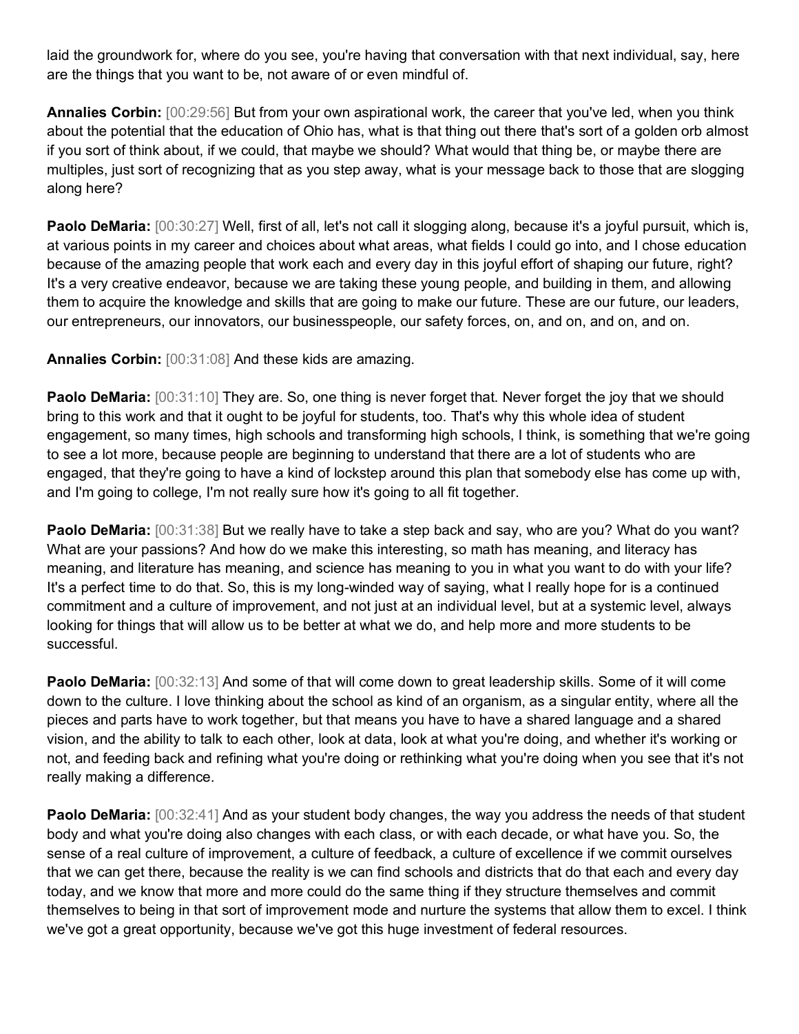laid the groundwork for, where do you see, you're having that conversation with that next individual, say, here are the things that you want to be, not aware of or even mindful of.

**Annalies Corbin:** [00:29:56] But from your own aspirational work, the career that you've led, when you think about the potential that the education of Ohio has, what is that thing out there that's sort of a golden orb almost if you sort of think about, if we could, that maybe we should? What would that thing be, or maybe there are multiples, just sort of recognizing that as you step away, what is your message back to those that are slogging along here?

**Paolo DeMaria:** [00:30:27] Well, first of all, let's not call it slogging along, because it's a joyful pursuit, which is, at various points in my career and choices about what areas, what fields I could go into, and I chose education because of the amazing people that work each and every day in this joyful effort of shaping our future, right? It's a very creative endeavor, because we are taking these young people, and building in them, and allowing them to acquire the knowledge and skills that are going to make our future. These are our future, our leaders, our entrepreneurs, our innovators, our businesspeople, our safety forces, on, and on, and on, and on.

**Annalies Corbin:** [00:31:08] And these kids are amazing.

**Paolo DeMaria:** [00:31:10] They are. So, one thing is never forget that. Never forget the joy that we should bring to this work and that it ought to be joyful for students, too. That's why this whole idea of student engagement, so many times, high schools and transforming high schools, I think, is something that we're going to see a lot more, because people are beginning to understand that there are a lot of students who are engaged, that they're going to have a kind of lockstep around this plan that somebody else has come up with, and I'm going to college, I'm not really sure how it's going to all fit together.

**Paolo DeMaria:** [00:31:38] But we really have to take a step back and say, who are you? What do you want? What are your passions? And how do we make this interesting, so math has meaning, and literacy has meaning, and literature has meaning, and science has meaning to you in what you want to do with your life? It's a perfect time to do that. So, this is my long-winded way of saying, what I really hope for is a continued commitment and a culture of improvement, and not just at an individual level, but at a systemic level, always looking for things that will allow us to be better at what we do, and help more and more students to be successful.

**Paolo DeMaria:** [00:32:13] And some of that will come down to great leadership skills. Some of it will come down to the culture. I love thinking about the school as kind of an organism, as a singular entity, where all the pieces and parts have to work together, but that means you have to have a shared language and a shared vision, and the ability to talk to each other, look at data, look at what you're doing, and whether it's working or not, and feeding back and refining what you're doing or rethinking what you're doing when you see that it's not really making a difference.

**Paolo DeMaria:** [00:32:41] And as your student body changes, the way you address the needs of that student body and what you're doing also changes with each class, or with each decade, or what have you. So, the sense of a real culture of improvement, a culture of feedback, a culture of excellence if we commit ourselves that we can get there, because the reality is we can find schools and districts that do that each and every day today, and we know that more and more could do the same thing if they structure themselves and commit themselves to being in that sort of improvement mode and nurture the systems that allow them to excel. I think we've got a great opportunity, because we've got this huge investment of federal resources.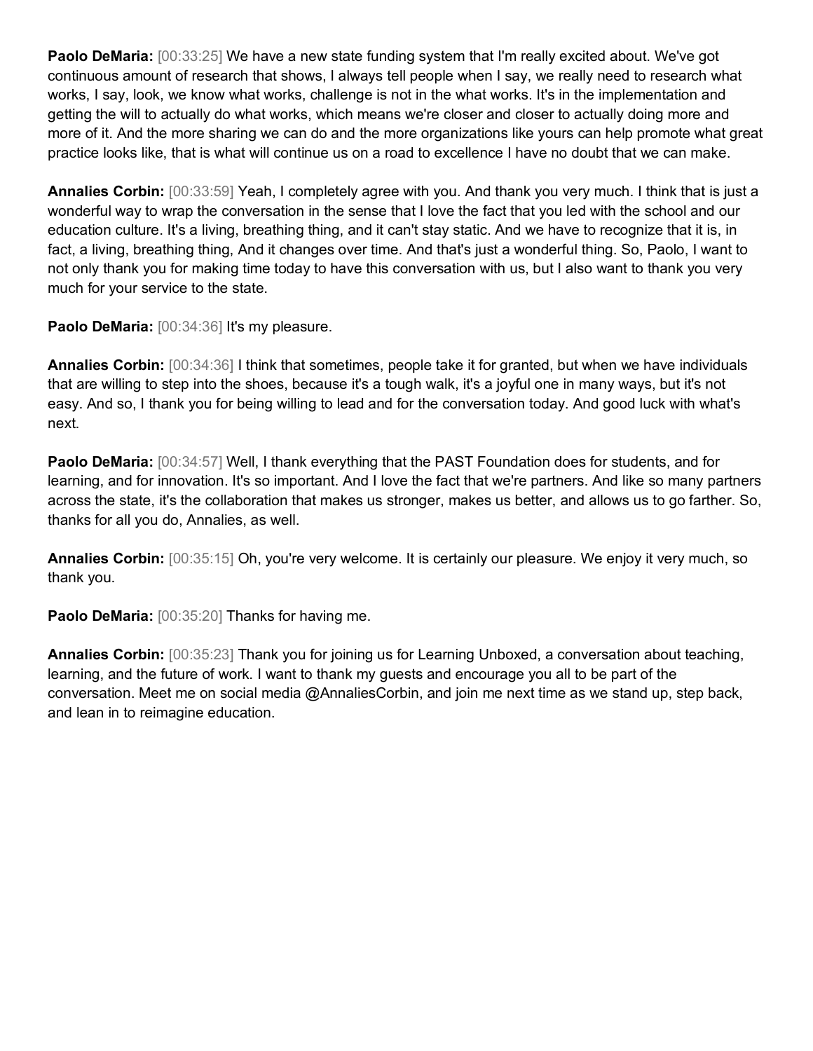**Paolo DeMaria:** [00:33:25] We have a new state funding system that I'm really excited about. We've got continuous amount of research that shows, I always tell people when I say, we really need to research what works, I say, look, we know what works, challenge is not in the what works. It's in the implementation and getting the will to actually do what works, which means we're closer and closer to actually doing more and more of it. And the more sharing we can do and the more organizations like yours can help promote what great practice looks like, that is what will continue us on a road to excellence I have no doubt that we can make.

**Annalies Corbin:** [00:33:59] Yeah, I completely agree with you. And thank you very much. I think that is just a wonderful way to wrap the conversation in the sense that I love the fact that you led with the school and our education culture. It's a living, breathing thing, and it can't stay static. And we have to recognize that it is, in fact, a living, breathing thing, And it changes over time. And that's just a wonderful thing. So, Paolo, I want to not only thank you for making time today to have this conversation with us, but I also want to thank you very much for your service to the state.

**Paolo DeMaria:** [00:34:36] It's my pleasure.

**Annalies Corbin:** [00:34:36] I think that sometimes, people take it for granted, but when we have individuals that are willing to step into the shoes, because it's a tough walk, it's a joyful one in many ways, but it's not easy. And so, I thank you for being willing to lead and for the conversation today. And good luck with what's next.

**Paolo DeMaria:** [00:34:57] Well, I thank everything that the PAST Foundation does for students, and for learning, and for innovation. It's so important. And I love the fact that we're partners. And like so many partners across the state, it's the collaboration that makes us stronger, makes us better, and allows us to go farther. So, thanks for all you do, Annalies, as well.

**Annalies Corbin:** [00:35:15] Oh, you're very welcome. It is certainly our pleasure. We enjoy it very much, so thank you.

**Paolo DeMaria:** [00:35:20] Thanks for having me.

**Annalies Corbin:** [00:35:23] Thank you for joining us for Learning Unboxed, a conversation about teaching, learning, and the future of work. I want to thank my guests and encourage you all to be part of the conversation. Meet me on social media @AnnaliesCorbin, and join me next time as we stand up, step back, and lean in to reimagine education.